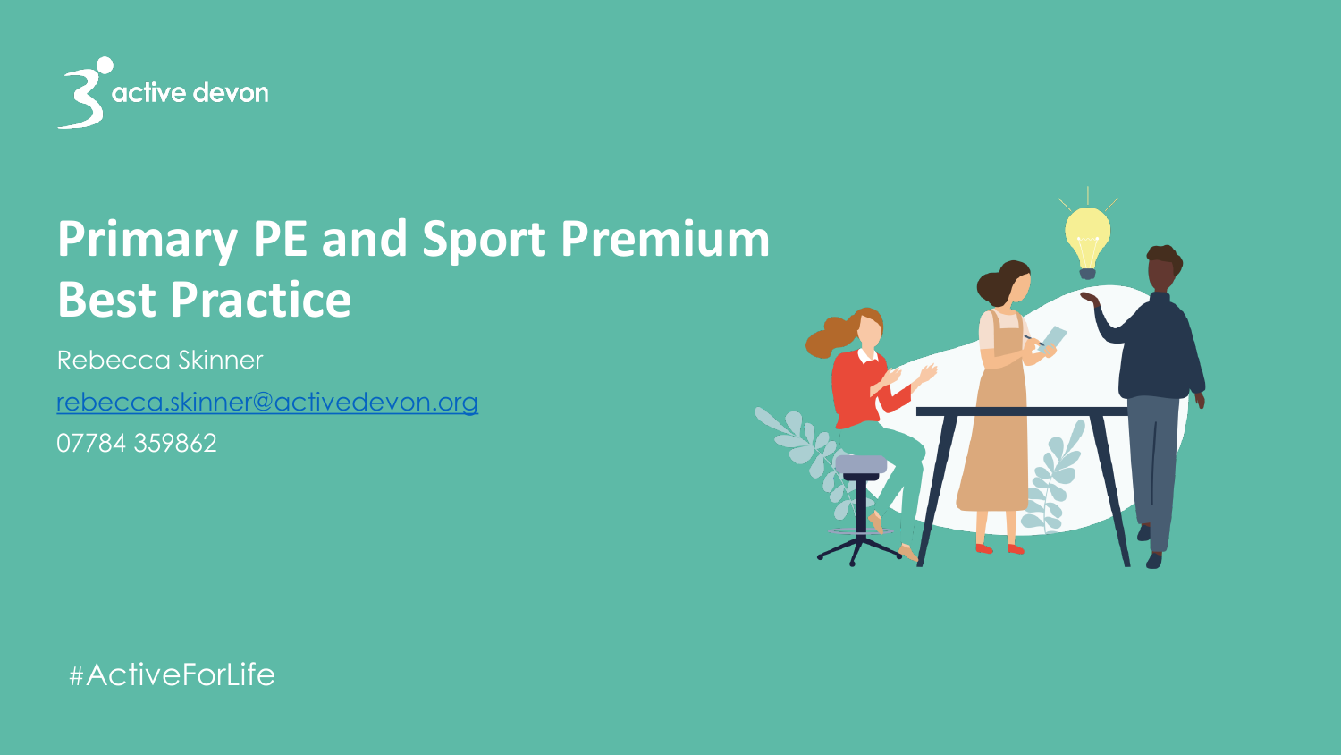active devon

# Primary PE and Sport Premium Best Practice

Rebecca Skinner

rebecca.skinner@activedevon.org

07784 359862

#ActiveForLife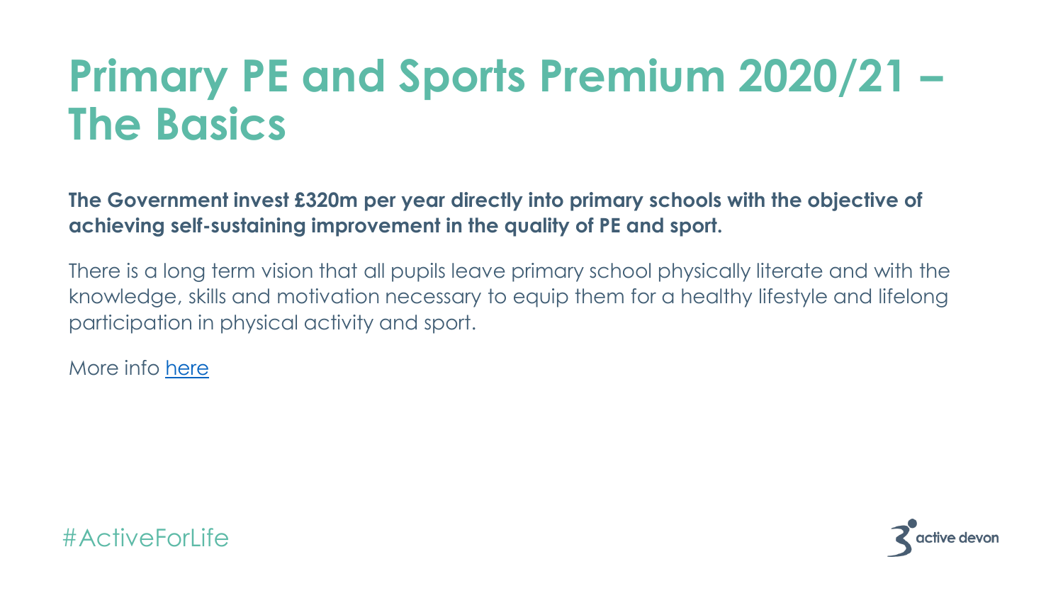# Primary PE and Sports Premium 2020/21 – The Basics

**The Government invest £320m per year directly into primary schools with the objective of achieving self-sustaining improvement in the quality of PE and sport.**

There is a long term vision that all pupils leave primary school physically literate and with the knowledge, skills and motivation necessary to equip them for a healthy lifestyle and lifelong participation in physical activity and sport.

More info here

#ActiveForLife

active devon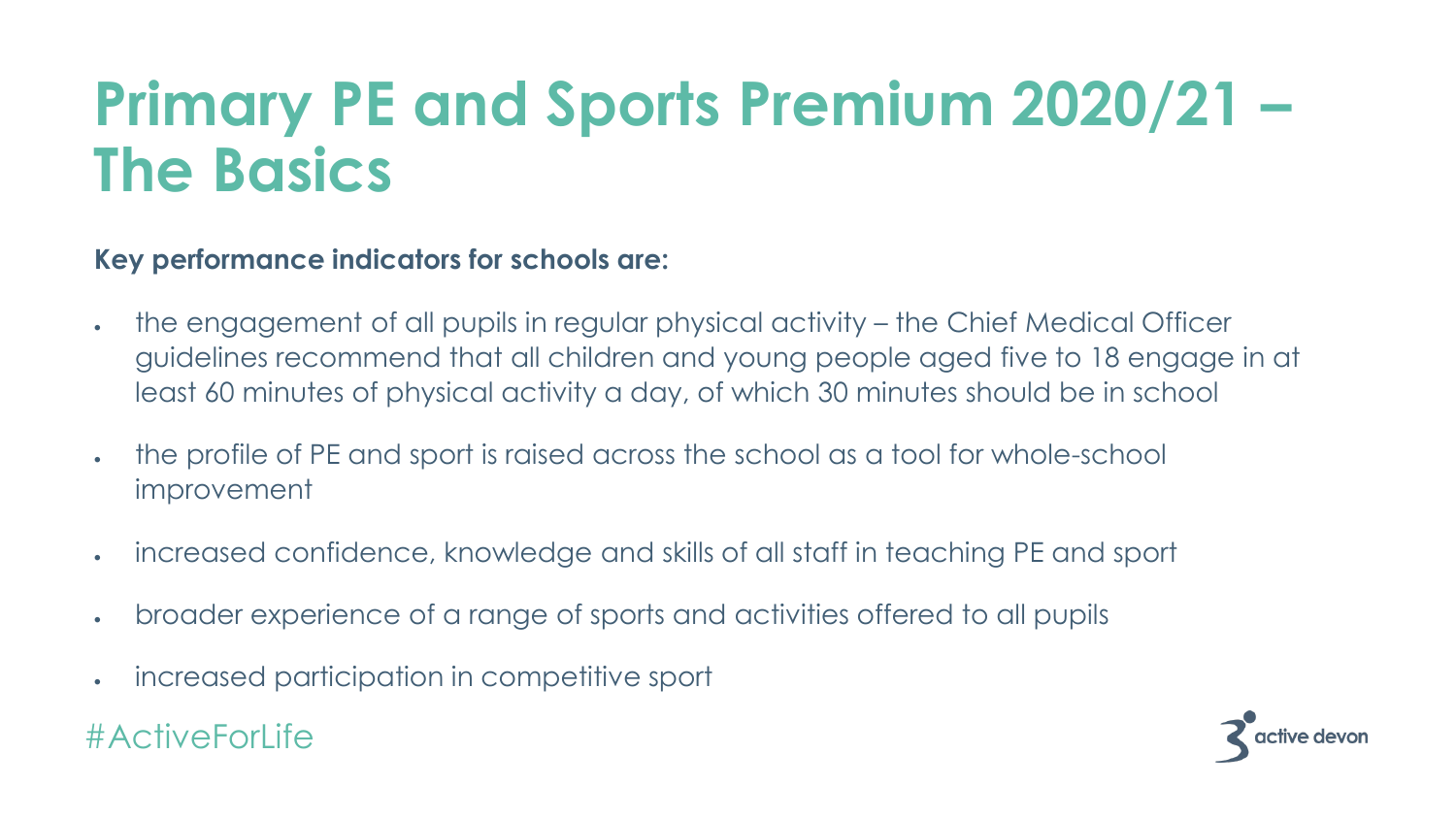# Primary PE and Sports Premium 2020/21 – The Basics

**Key performance indicators for schools are:**

- the engagement of all pupils in regular physical activity – the Chief Medical Officer guidelines recommend that all children and young people aged five to 18 engage in at least 60 minutes of physical activity a day, of which 30 minutes should be in school
- the profile of PE and sport is raised across the school as a tool for whole-school improvement
- increased confidence, knowledge and skills of all staff in teaching PE and sport
- broader experience of a range of sports and activities offered to all pupils
- increased participation in competitive sport

#ActiveForLife

active devon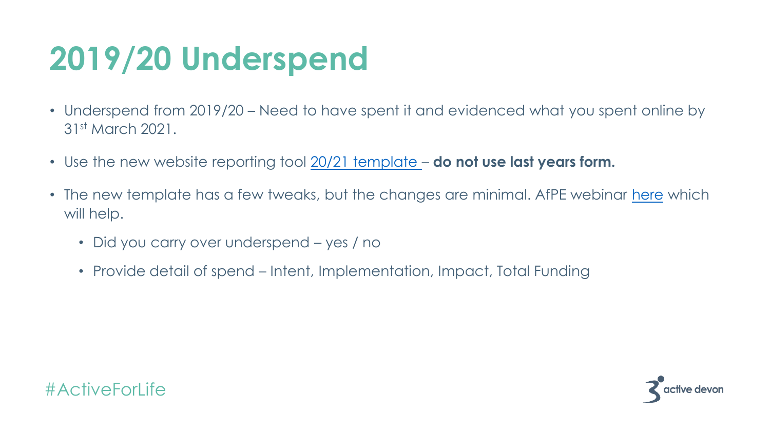# 2019/20 Underspend

- Underspend from 2019/20 – Need to have spent it and evidenced what you spent online by 31st March 2021.
- Use the new website reporting tool 20/21 template – **do not use last years form.**
- The new template has a few tweaks, but the changes are minimal. AfPE webinar here which will help.
  - Did you carry over underspend – yes / no
  - Provide detail of spend – Intent, Implementation, Impact, Total Funding

#ActiveForLife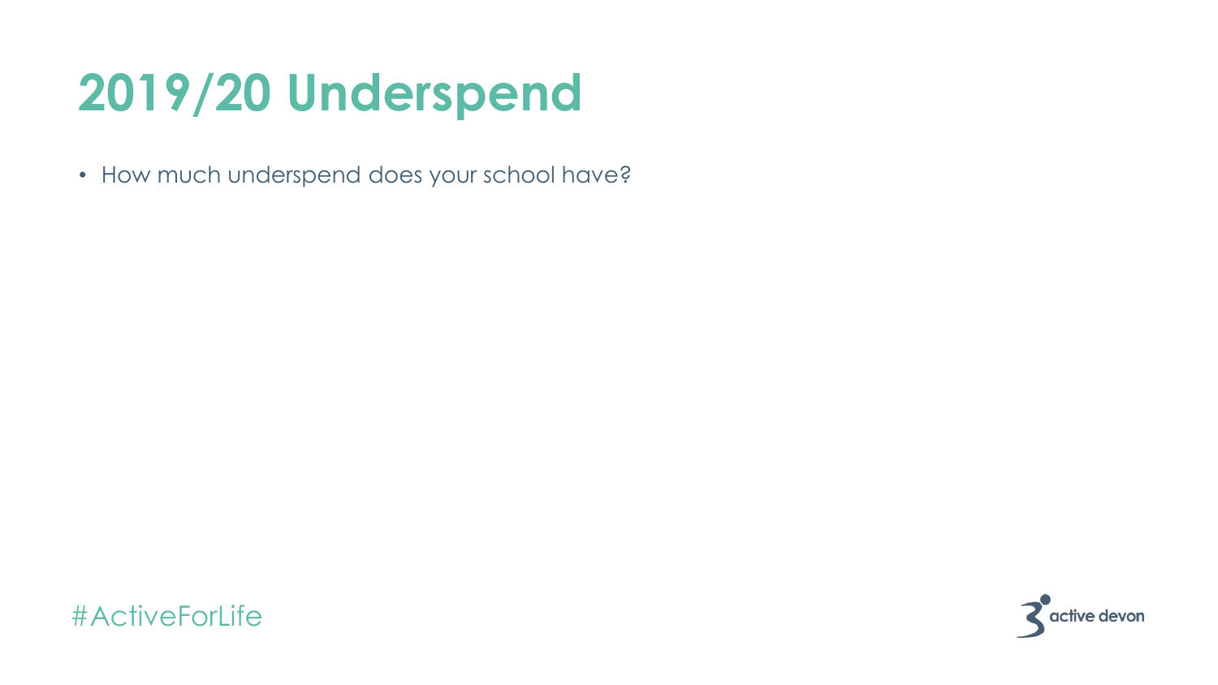# 2019/20 Underspend

- How much underspend does your school have?

#ActiveForLife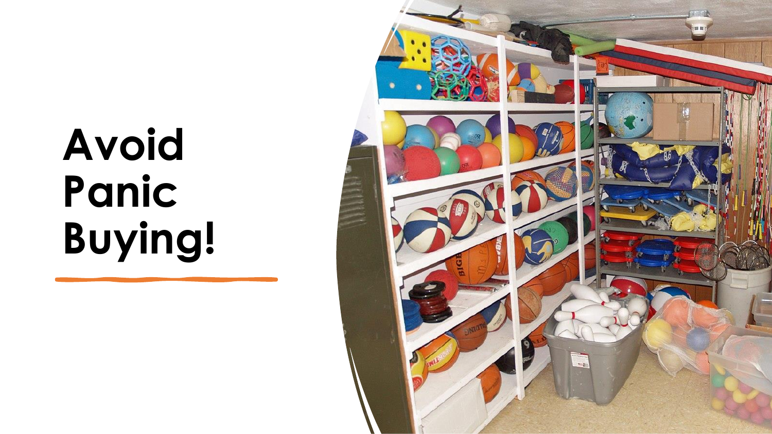# Avoid Panic Buying!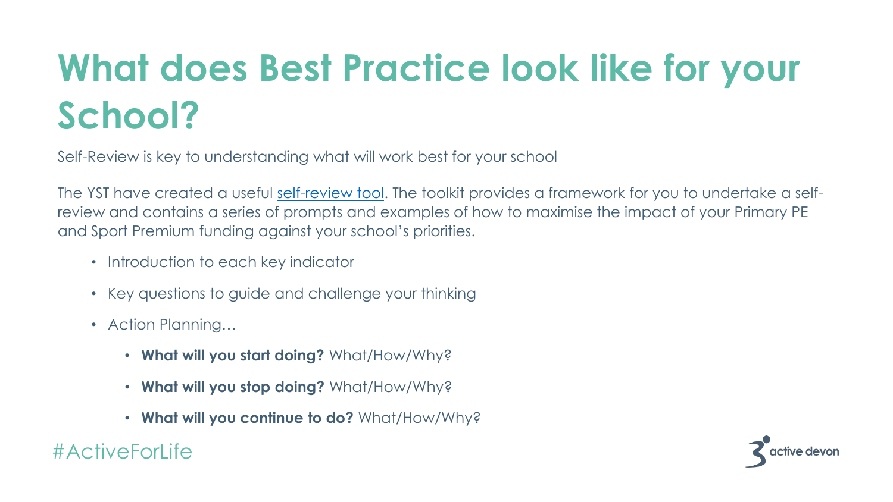# What does Best Practice look like for your School?

Self-Review is key to understanding what will work best for your school

The YST have created a useful self-review tool. The toolkit provides a framework for you to undertake a self-review and contains a series of prompts and examples of how to maximise the impact of your Primary PE and Sport Premium funding against your school's priorities.

- Introduction to each key indicator
- Key questions to guide and challenge your thinking
- Action Planning…
  - **What will you start doing?** What/How/Why?
  - **What will you stop doing?** What/How/Why?
  - **What will you continue to do?** What/How/Why?

#ActiveForLife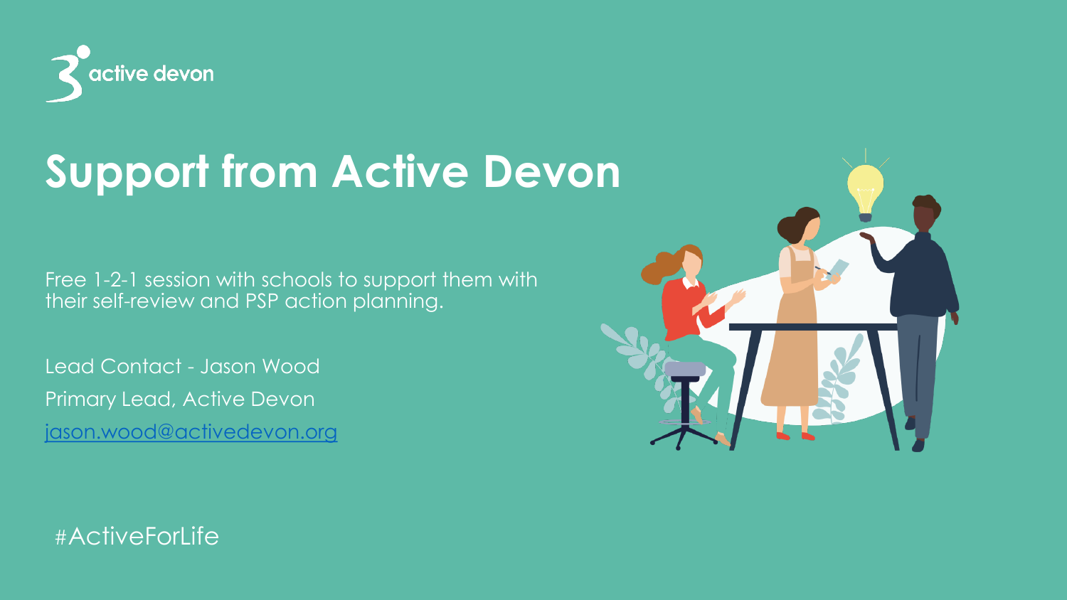active devon

# Support from Active Devon

Free 1-2-1 session with schools to support them with their self-review and PSP action planning.

Lead Contact - Jason Wood

Primary Lead, Active Devon

jason.wood@activedevon.org

#ActiveForLife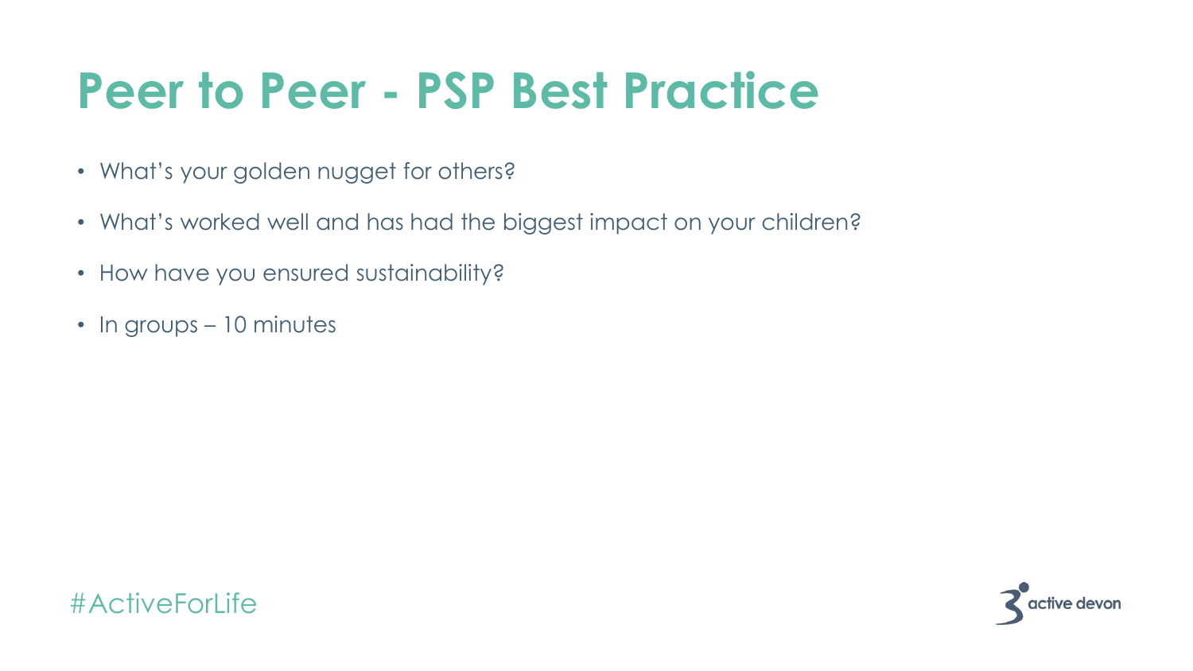# Peer to Peer - PSP Best Practice

- What's your golden nugget for others?
- What's worked well and has had the biggest impact on your children?
- How have you ensured sustainability?
- In groups – 10 minutes

#ActiveForLife

active devon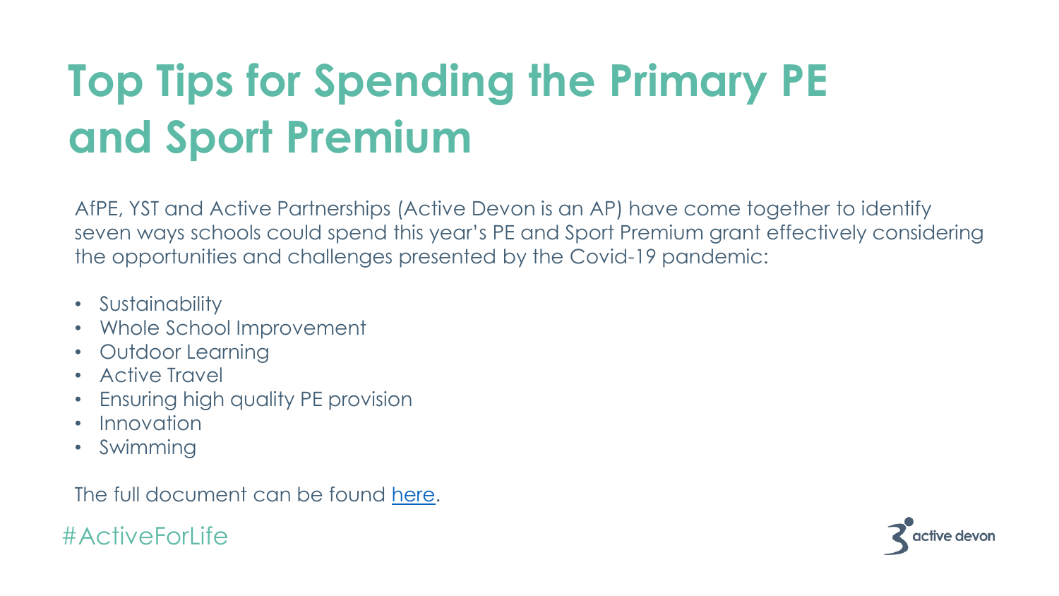# Top Tips for Spending the Primary PE and Sport Premium

AfPE, YST and Active Partnerships (Active Devon is an AP) have come together to identify seven ways schools could spend this year's PE and Sport Premium grant effectively considering the opportunities and challenges presented by the Covid-19 pandemic:

- Sustainability
- Whole School Improvement
- Outdoor Learning
- Active Travel
- Ensuring high quality PE provision
- Innovation
- Swimming

The full document can be found here.

#ActiveForLife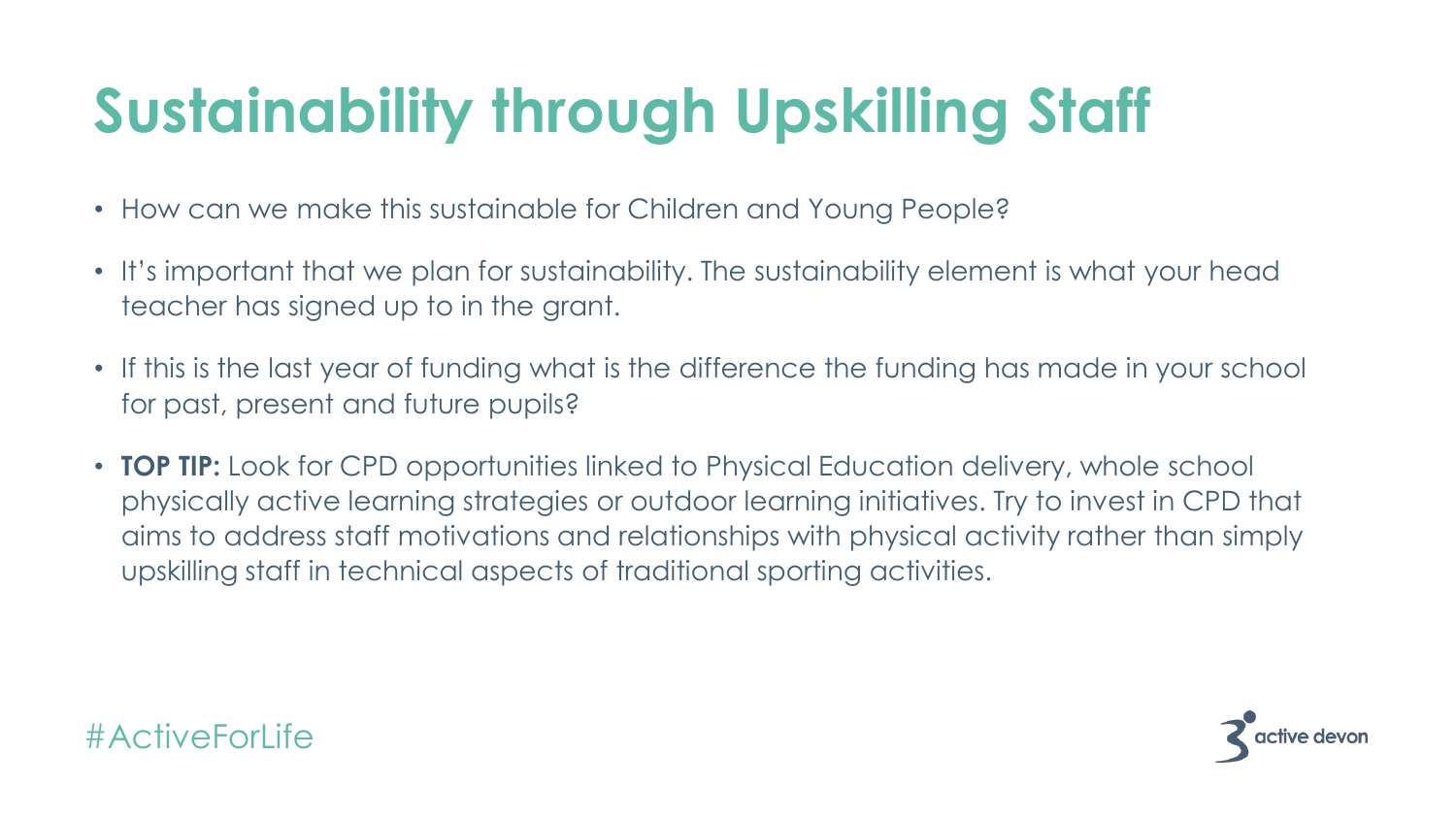# Sustainability through Upskilling Staff

- How can we make this sustainable for Children and Young People?
- It's important that we plan for sustainability. The sustainability element is what your head teacher has signed up to in the grant.
- If this is the last year of funding what is the difference the funding has made in your school for past, present and future pupils?
- **TOP TIP:** Look for CPD opportunities linked to Physical Education delivery, whole school physically active learning strategies or outdoor learning initiatives. Try to invest in CPD that aims to address staff motivations and relationships with physical activity rather than simply upskilling staff in technical aspects of traditional sporting activities.

#ActiveForLife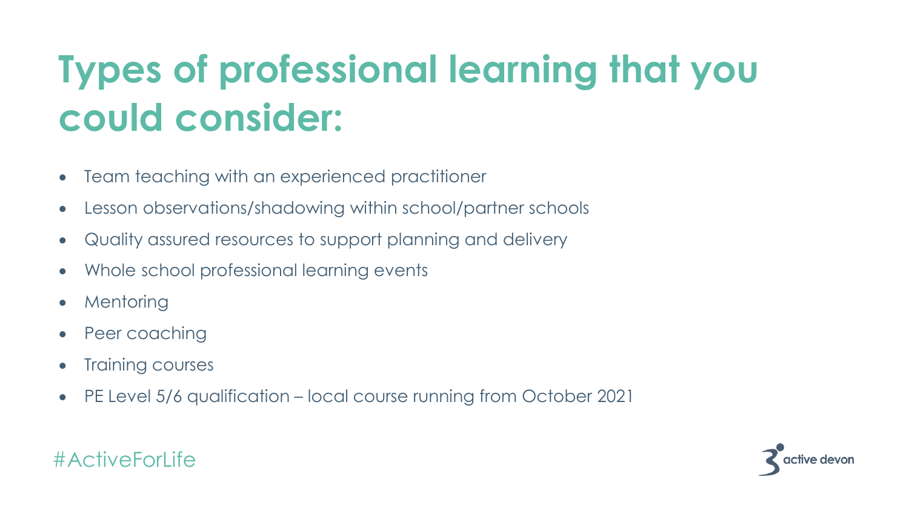# Types of professional learning that you could consider:

- Team teaching with an experienced practitioner
- Lesson observations/shadowing within school/partner schools
- Quality assured resources to support planning and delivery
- Whole school professional learning events
- Mentoring
- Peer coaching
- Training courses
- PE Level 5/6 qualification – local course running from October 2021

#ActiveForLife

active devon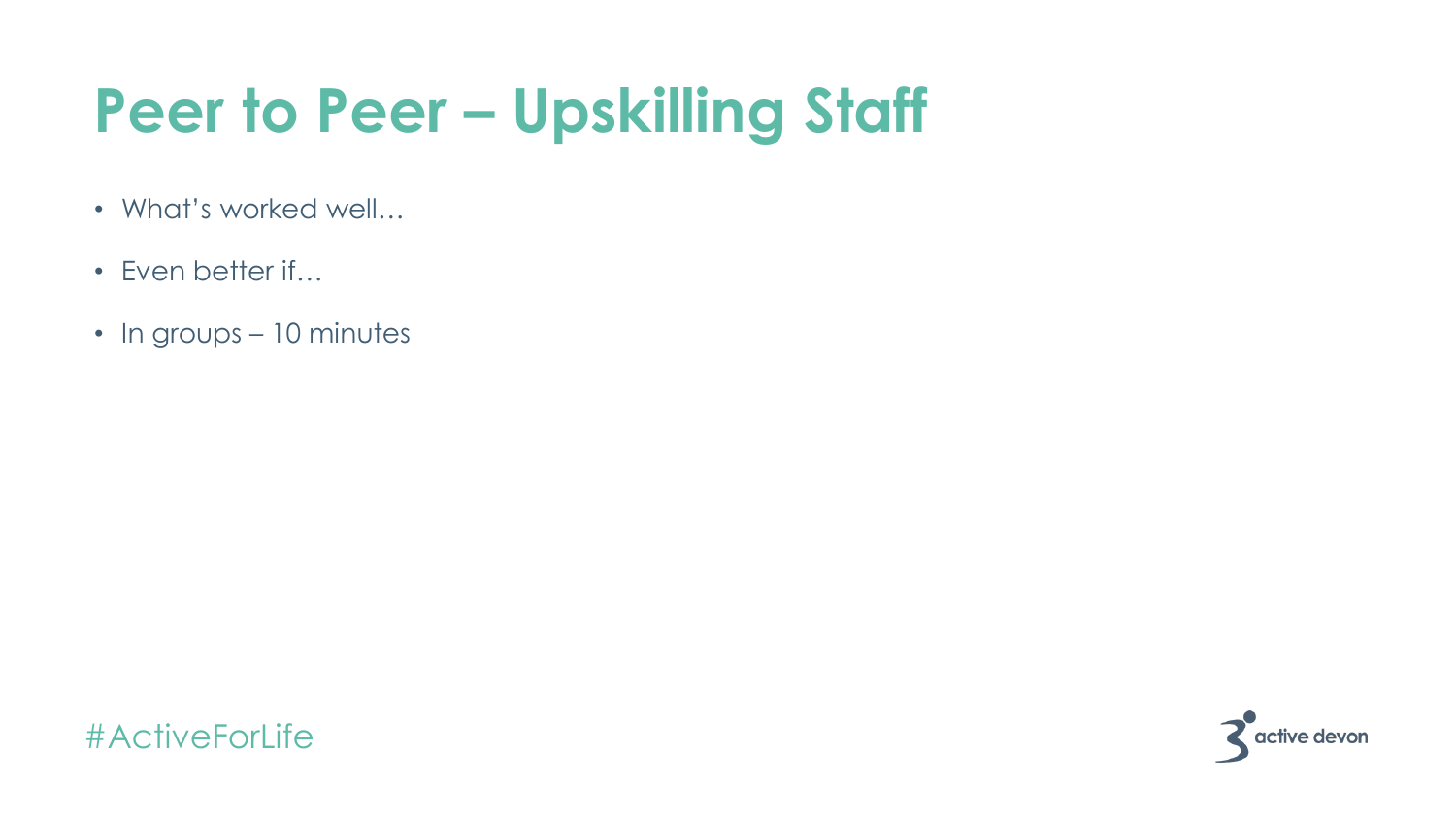# Peer to Peer – Upskilling Staff

- What's worked well…
- Even better if…
- In groups – 10 minutes

#ActiveForLife

active devon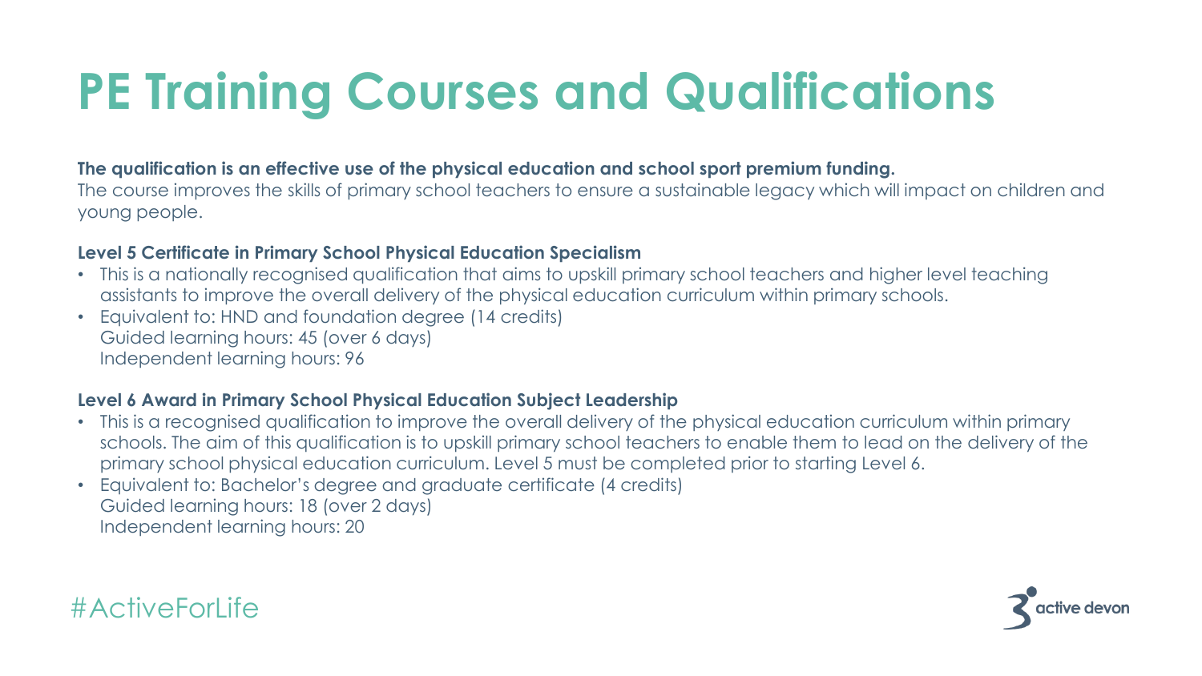# PE Training Courses and Qualifications

**The qualification is an effective use of the physical education and school sport premium funding.**
The course improves the skills of primary school teachers to ensure a sustainable legacy which will impact on children and young people.

**Level 5 Certificate in Primary School Physical Education Specialism**

- This is a nationally recognised qualification that aims to upskill primary school teachers and higher level teaching assistants to improve the overall delivery of the physical education curriculum within primary schools.
- Equivalent to: HND and foundation degree (14 credits)
  Guided learning hours: 45 (over 6 days)
  Independent learning hours: 96

**Level 6 Award in Primary School Physical Education Subject Leadership**

- This is a recognised qualification to improve the overall delivery of the physical education curriculum within primary schools. The aim of this qualification is to upskill primary school teachers to enable them to lead on the delivery of the primary school physical education curriculum. Level 5 must be completed prior to starting Level 6.
- Equivalent to: Bachelor's degree and graduate certificate (4 credits)
  Guided learning hours: 18 (over 2 days)
  Independent learning hours: 20

#ActiveForLife

active devon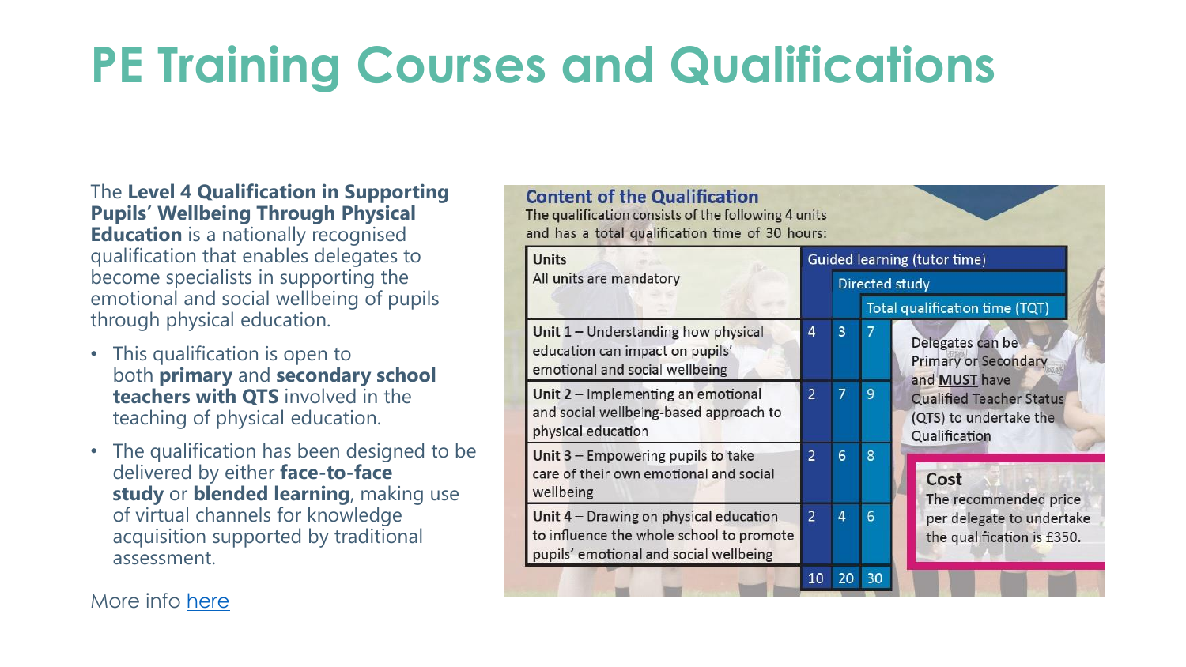# PE Training Courses and Qualifications

The **Level 4 Qualification in Supporting Pupils' Wellbeing Through Physical Education** is a nationally recognised qualification that enables delegates to become specialists in supporting the emotional and social wellbeing of pupils through physical education.

- This qualification is open to both **primary** and **secondary school teachers with QTS** involved in the teaching of physical education.
- The qualification has been designed to be delivered by either **face-to-face study** or **blended learning**, making use of virtual channels for knowledge acquisition supported by traditional assessment.

More info [here]

## Content of the Qualification

The qualification consists of the following 4 units and has a total qualification time of 30 hours:

| Units<br>All units are mandatory | Guided learning (tutor time) | Directed study | Total qualification time (TQT) |
|---|---|---|---|
| **Unit 1** – Understanding how physical education can impact on pupils' emotional and social wellbeing | 4 | 3 | 7 |
| **Unit 2** – Implementing an emotional and social wellbeing-based approach to physical education | 2 | 7 | 9 |
| **Unit 3** – Empowering pupils to take care of their own emotional and social wellbeing | 2 | 6 | 8 |
| **Unit 4** – Drawing on physical education to influence the whole school to promote pupils' emotional and social wellbeing | 2 | 4 | 6 |
| | 10 | 20 | 30 |

Delegates can be Primary or Secondary and **MUST** have Qualified Teacher Status (QTS) to undertake the Qualification

**Cost**

The recommended price per delegate to undertake the qualification is £350.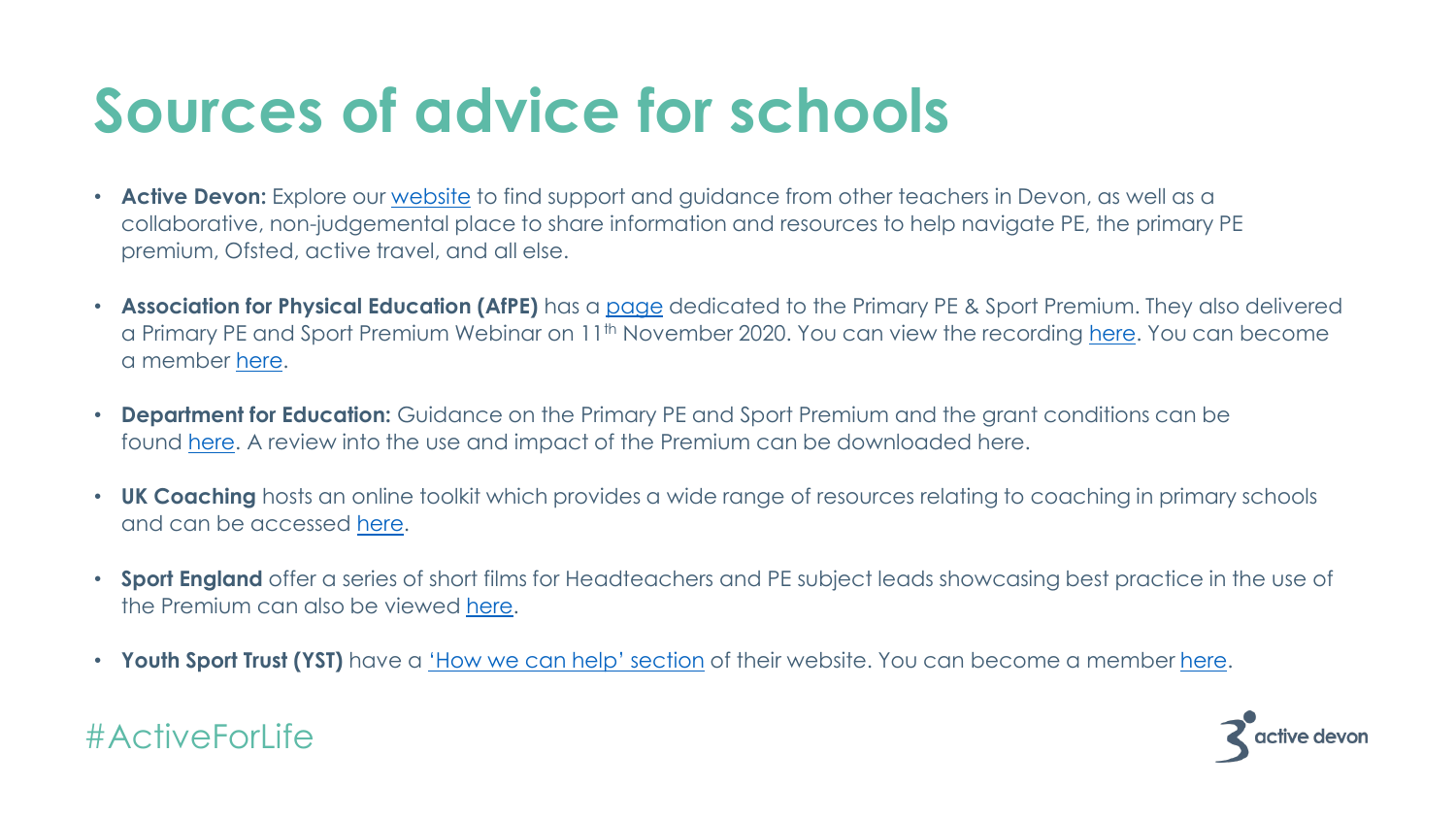# Sources of advice for schools

- **Active Devon:** Explore our website to find support and guidance from other teachers in Devon, as well as a collaborative, non-judgemental place to share information and resources to help navigate PE, the primary PE premium, Ofsted, active travel, and all else.
- **Association for Physical Education (AfPE)** has a page dedicated to the Primary PE & Sport Premium. They also delivered a Primary PE and Sport Premium Webinar on 11th November 2020. You can view the recording here. You can become a member here.
- **Department for Education:** Guidance on the Primary PE and Sport Premium and the grant conditions can be found here. A review into the use and impact of the Premium can be downloaded here.
- **UK Coaching** hosts an online toolkit which provides a wide range of resources relating to coaching in primary schools and can be accessed here.
- **Sport England** offer a series of short films for Headteachers and PE subject leads showcasing best practice in the use of the Premium can also be viewed here.
- **Youth Sport Trust (YST)** have a 'How we can help' section of their website. You can become a member here.

#ActiveForLife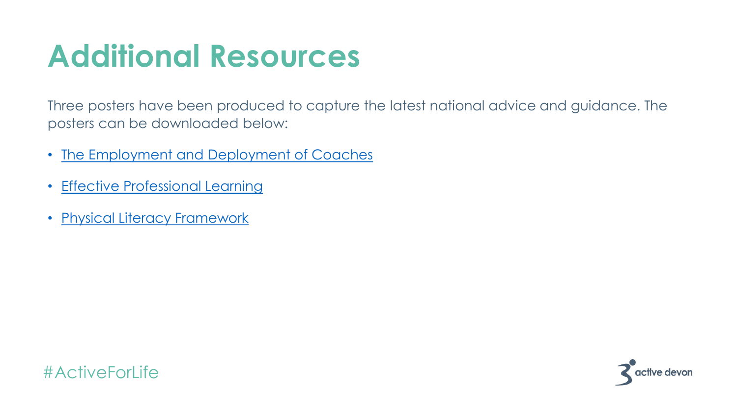# Additional Resources

Three posters have been produced to capture the latest national advice and guidance. The posters can be downloaded below:

- The Employment and Deployment of Coaches
- Effective Professional Learning
- Physical Literacy Framework

#ActiveForLife

active devon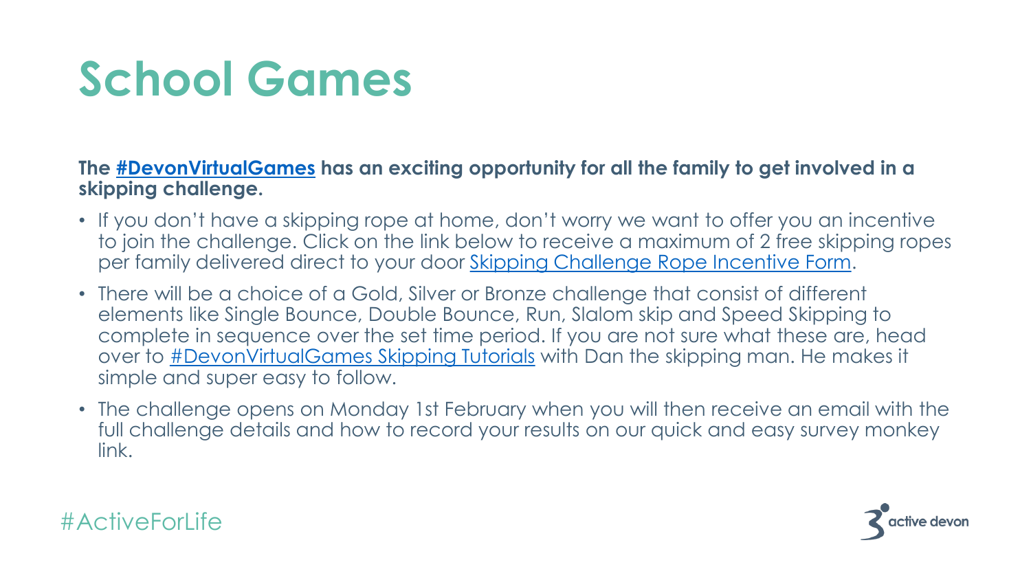# School Games

**The #DevonVirtualGames has an exciting opportunity for all the family to get involved in a skipping challenge.**

- If you don't have a skipping rope at home, don't worry we want to offer you an incentive to join the challenge. Click on the link below to receive a maximum of 2 free skipping ropes per family delivered direct to your door Skipping Challenge Rope Incentive Form.
- There will be a choice of a Gold, Silver or Bronze challenge that consist of different elements like Single Bounce, Double Bounce, Run, Slalom skip and Speed Skipping to complete in sequence over the set time period. If you are not sure what these are, head over to #DevonVirtualGames Skipping Tutorials with Dan the skipping man. He makes it simple and super easy to follow.
- The challenge opens on Monday 1st February when you will then receive an email with the full challenge details and how to record your results on our quick and easy survey monkey link.

#ActiveForLife

active devon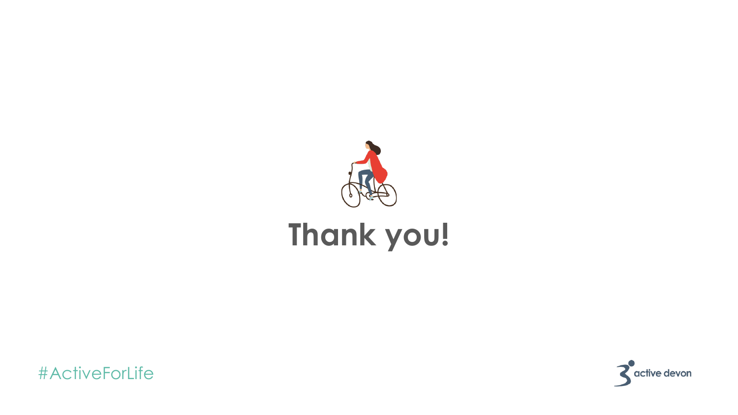# Thank you!

#ActiveForLife

active devon